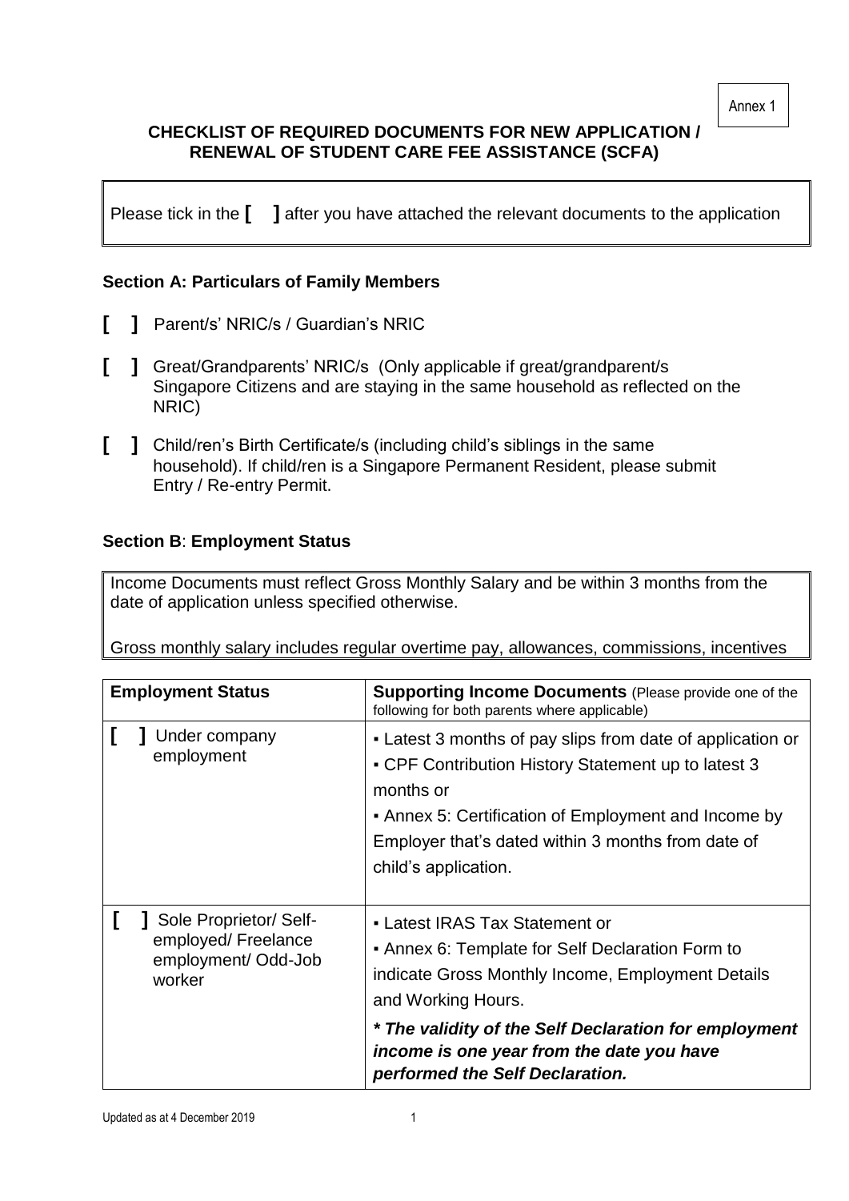Annex 1

## CHECKLIST OF REQUIRED DOCUMENTS FOR NEW APPLICATION / RENEWAL OF STUDENT CARE FEE ASSISTANCE (SCFA)

Please tick in the **[ ]** after you have attached the relevant documents to the application

### Section A: Particulars of Family Members

**[ ]** Parent/s' NRIC/s / Guardian's NRIC

**[ ]** Great/Grandparents' NRIC/s (Only applicable if great/grandparent/s Singapore Citizens and are staying in the same household as reflected on the NRIC)

**[ ]** Child/ren's Birth Certificate/s (including child's siblings in the same household). If child/ren is a Singapore Permanent Resident, please submit Entry / Re-entry Permit.

### Section B: Employment Status

Income Documents must reflect Gross Monthly Salary and be within 3 months from the date of application unless specified otherwise.

Gross monthly salary includes regular overtime pay, allowances, commissions, incentives

| Employment Status | **Supporting Income Documents** (Please provide one of the following for both parents where applicable) |
|---|---|
| **[ ]** Under company employment | ▪ Latest 3 months of pay slips from date of application or<br>▪ CPF Contribution History Statement up to latest 3 months or<br>▪ Annex 5: Certification of Employment and Income by Employer that's dated within 3 months from date of child's application. |
| **[ ]** Sole Proprietor/ Self-employed/ Freelance employment/ Odd-Job worker | ▪ Latest IRAS Tax Statement or<br>▪ Annex 6: Template for Self Declaration Form to indicate Gross Monthly Income, Employment Details and Working Hours.<br>***\* The validity of the Self Declaration for employment income is one year from the date you have performed the Self Declaration.*** |

Updated as at 4 December 2019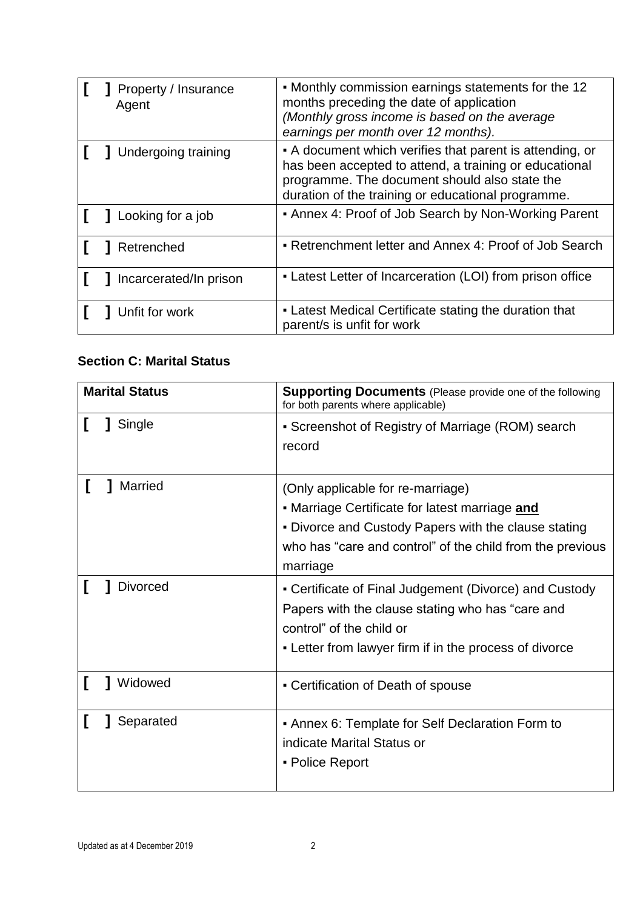| | |
|---|---|
| [ ] Property / Insurance Agent | ▪ Monthly commission earnings statements for the 12 months preceding the date of application *(Monthly gross income is based on the average earnings per month over 12 months).* |
| [ ] Undergoing training | ▪ A document which verifies that parent is attending, or has been accepted to attend, a training or educational programme. The document should also state the duration of the training or educational programme. |
| [ ] Looking for a job | ▪ Annex 4: Proof of Job Search by Non-Working Parent |
| [ ] Retrenched | ▪ Retrenchment letter and Annex 4: Proof of Job Search |
| [ ] Incarcerated/In prison | ▪ Latest Letter of Incarceration (LOI) from prison office |
| [ ] Unfit for work | ▪ Latest Medical Certificate stating the duration that parent/s is unfit for work |

### Section C: Marital Status

| **Marital Status** | **Supporting Documents** (Please provide one of the following for both parents where applicable) |
|---|---|
| [ ] Single | ▪ Screenshot of Registry of Marriage (ROM) search record |
| [ ] Married | (Only applicable for re-marriage)<br>▪ Marriage Certificate for latest marriage **and**<br>▪ Divorce and Custody Papers with the clause stating who has "care and control" of the child from the previous marriage |
| [ ] Divorced | ▪ Certificate of Final Judgement (Divorce) and Custody Papers with the clause stating who has "care and control" of the child or<br>▪ Letter from lawyer firm if in the process of divorce |
| [ ] Widowed | ▪ Certification of Death of spouse |
| [ ] Separated | ▪ Annex 6: Template for Self Declaration Form to indicate Marital Status or<br>▪ Police Report |

Updated as at 4 December 2019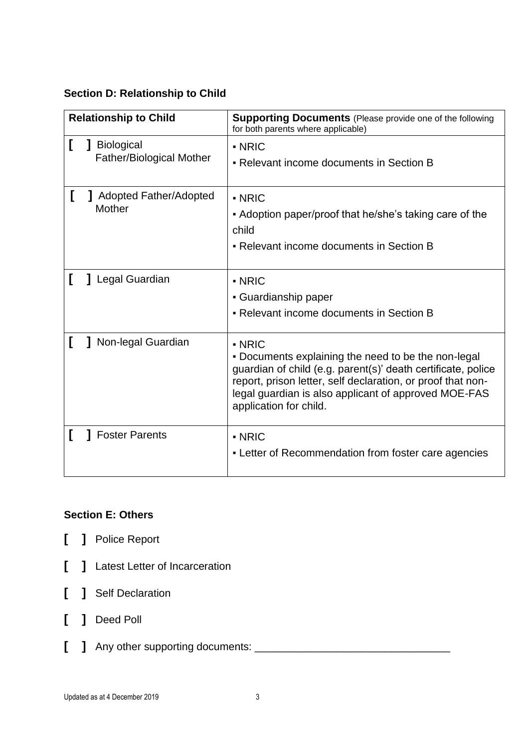**Section D: Relationship to Child**

| Relationship to Child | **Supporting Documents** (Please provide one of the following for both parents where applicable) |
| --- | --- |
| [ ] Biological Father/Biological Mother | ▪ NRIC<br>▪ Relevant income documents in Section B |
| [ ] Adopted Father/Adopted Mother | ▪ NRIC<br>▪ Adoption paper/proof that he/she's taking care of the child<br>▪ Relevant income documents in Section B |
| [ ] Legal Guardian | ▪ NRIC<br>▪ Guardianship paper<br>▪ Relevant income documents in Section B |
| [ ] Non-legal Guardian | ▪ NRIC<br>▪ Documents explaining the need to be the non-legal guardian of child (e.g. parent(s)' death certificate, police report, prison letter, self declaration, or proof that non-legal guardian is also applicant of approved MOE-FAS application for child. |
| [ ] Foster Parents | ▪ NRIC<br>▪ Letter of Recommendation from foster care agencies |

**Section E: Others**

[ ] Police Report

[ ] Latest Letter of Incarceration

[ ] Self Declaration

[ ] Deed Poll

[ ] Any other supporting documents: ________________________________

Updated as at 4 December 2019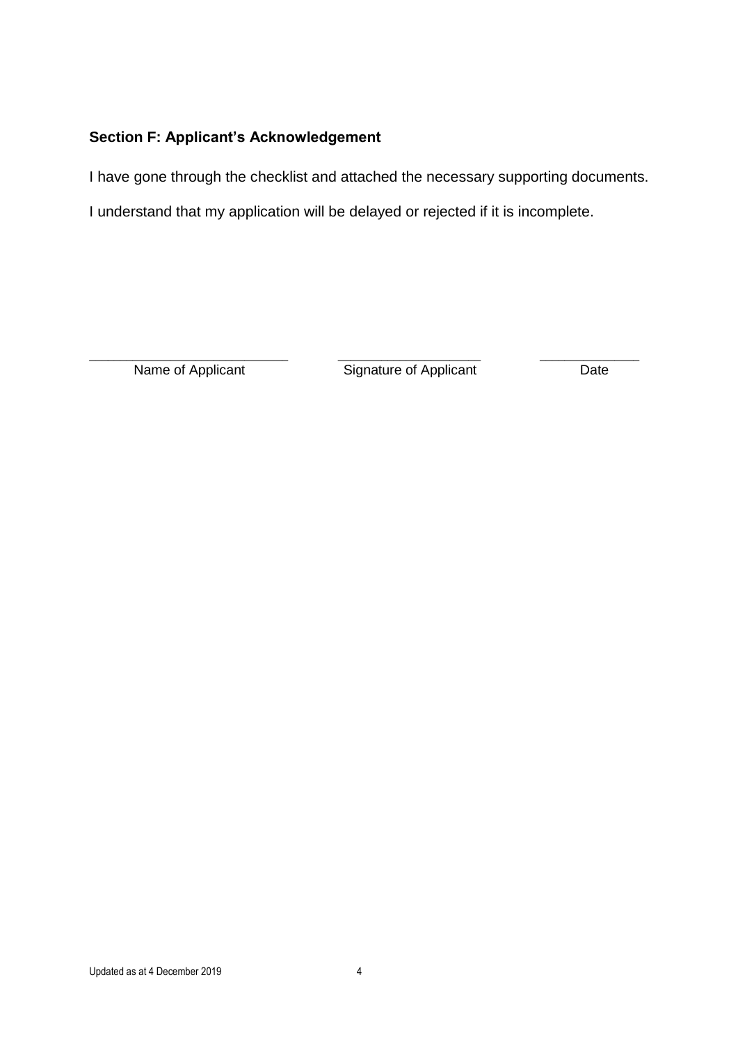### Section F: Applicant's Acknowledgement

I have gone through the checklist and attached the necessary supporting documents.

I understand that my application will be delayed or rejected if it is incomplete.

| | | |
|---|---|---|
| ___________________________ | ___________________ | _____________ |
| Name of Applicant | Signature of Applicant | Date |

Updated as at 4 December 2019